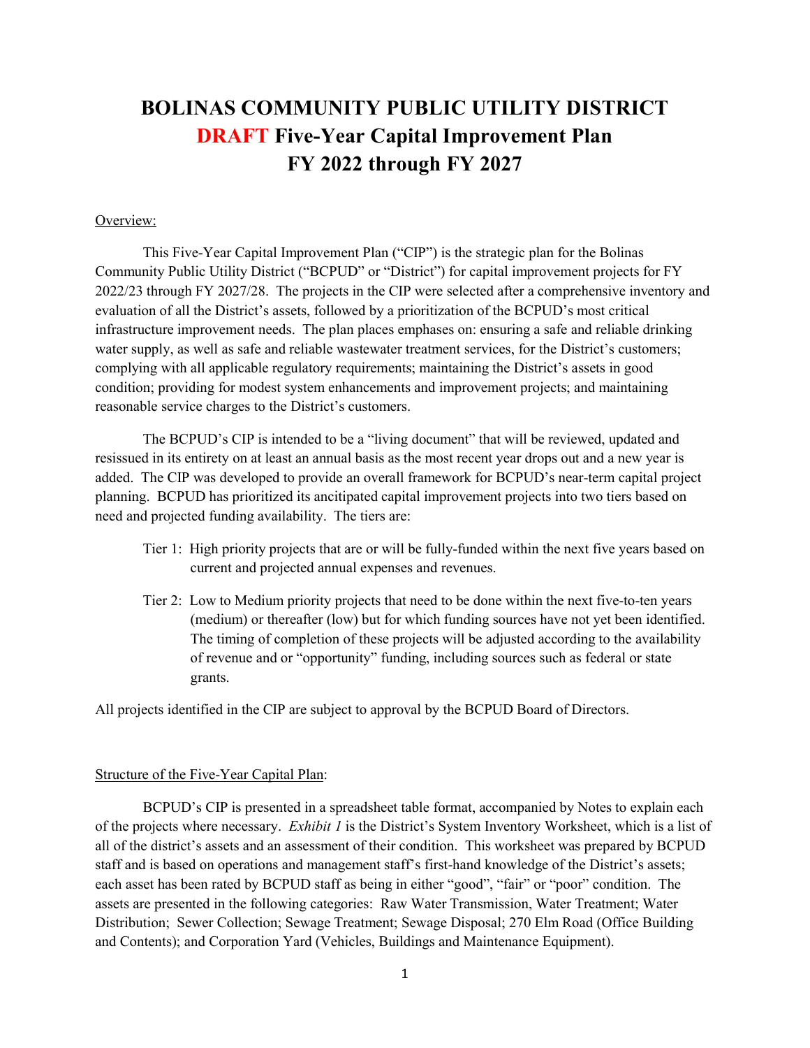# BOLINAS COMMUNITY PUBLIC UTILITY DISTRICT
# DRAFT Five-Year Capital Improvement Plan
# FY 2022 through FY 2027

Overview:

This Five-Year Capital Improvement Plan ("CIP") is the strategic plan for the Bolinas Community Public Utility District ("BCPUD" or "District") for capital improvement projects for FY 2022/23 through FY 2027/28. The projects in the CIP were selected after a comprehensive inventory and evaluation of all the District's assets, followed by a prioritization of the BCPUD's most critical infrastructure improvement needs. The plan places emphases on: ensuring a safe and reliable drinking water supply, as well as safe and reliable wastewater treatment services, for the District's customers; complying with all applicable regulatory requirements; maintaining the District's assets in good condition; providing for modest system enhancements and improvement projects; and maintaining reasonable service charges to the District's customers.

The BCPUD's CIP is intended to be a "living document" that will be reviewed, updated and reissued in its entirety on at least an annual basis as the most recent year drops out and a new year is added. The CIP was developed to provide an overall framework for BCPUD's near-term capital project planning. BCPUD has prioritized its ancitipated capital improvement projects into two tiers based on need and projected funding availability. The tiers are:

- Tier 1: High priority projects that are or will be fully-funded within the next five years based on current and projected annual expenses and revenues.
- Tier 2: Low to Medium priority projects that need to be done within the next five-to-ten years (medium) or thereafter (low) but for which funding sources have not yet been identified. The timing of completion of these projects will be adjusted according to the availability of revenue and or "opportunity" funding, including sources such as federal or state grants.

All projects identified in the CIP are subject to approval by the BCPUD Board of Directors.

Structure of the Five-Year Capital Plan:

BCPUD's CIP is presented in a spreadsheet table format, accompanied by Notes to explain each of the projects where necessary. *Exhibit 1* is the District's System Inventory Worksheet, which is a list of all of the district's assets and an assessment of their condition. This worksheet was prepared by BCPUD staff and is based on operations and management staff's first-hand knowledge of the District's assets; each asset has been rated by BCPUD staff as being in either "good", "fair" or "poor" condition. The assets are presented in the following categories: Raw Water Transmission, Water Treatment; Water Distribution; Sewer Collection; Sewage Treatment; Sewage Disposal; 270 Elm Road (Office Building and Contents); and Corporation Yard (Vehicles, Buildings and Maintenance Equipment).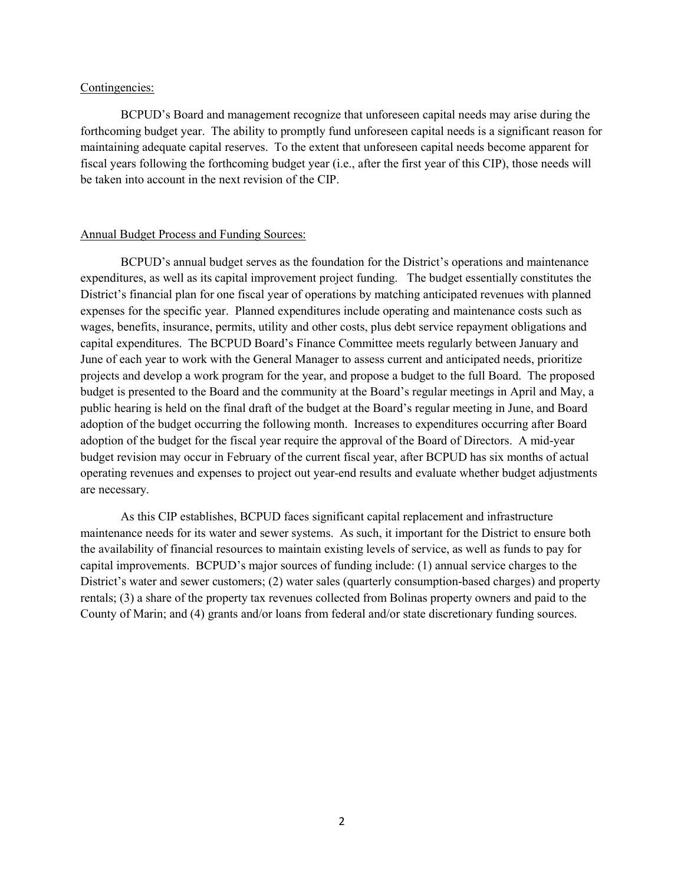<u>Contingencies:</u>

BCPUD's Board and management recognize that unforeseen capital needs may arise during the forthcoming budget year. The ability to promptly fund unforeseen capital needs is a significant reason for maintaining adequate capital reserves. To the extent that unforeseen capital needs become apparent for fiscal years following the forthcoming budget year (i.e., after the first year of this CIP), those needs will be taken into account in the next revision of the CIP.

<u>Annual Budget Process and Funding Sources:</u>

BCPUD's annual budget serves as the foundation for the District's operations and maintenance expenditures, as well as its capital improvement project funding. The budget essentially constitutes the District's financial plan for one fiscal year of operations by matching anticipated revenues with planned expenses for the specific year. Planned expenditures include operating and maintenance costs such as wages, benefits, insurance, permits, utility and other costs, plus debt service repayment obligations and capital expenditures. The BCPUD Board's Finance Committee meets regularly between January and June of each year to work with the General Manager to assess current and anticipated needs, prioritize projects and develop a work program for the year, and propose a budget to the full Board. The proposed budget is presented to the Board and the community at the Board's regular meetings in April and May, a public hearing is held on the final draft of the budget at the Board's regular meeting in June, and Board adoption of the budget occurring the following month. Increases to expenditures occurring after Board adoption of the budget for the fiscal year require the approval of the Board of Directors. A mid-year budget revision may occur in February of the current fiscal year, after BCPUD has six months of actual operating revenues and expenses to project out year-end results and evaluate whether budget adjustments are necessary.

As this CIP establishes, BCPUD faces significant capital replacement and infrastructure maintenance needs for its water and sewer systems. As such, it important for the District to ensure both the availability of financial resources to maintain existing levels of service, as well as funds to pay for capital improvements. BCPUD's major sources of funding include: (1) annual service charges to the District's water and sewer customers; (2) water sales (quarterly consumption-based charges) and property rentals; (3) a share of the property tax revenues collected from Bolinas property owners and paid to the County of Marin; and (4) grants and/or loans from federal and/or state discretionary funding sources.